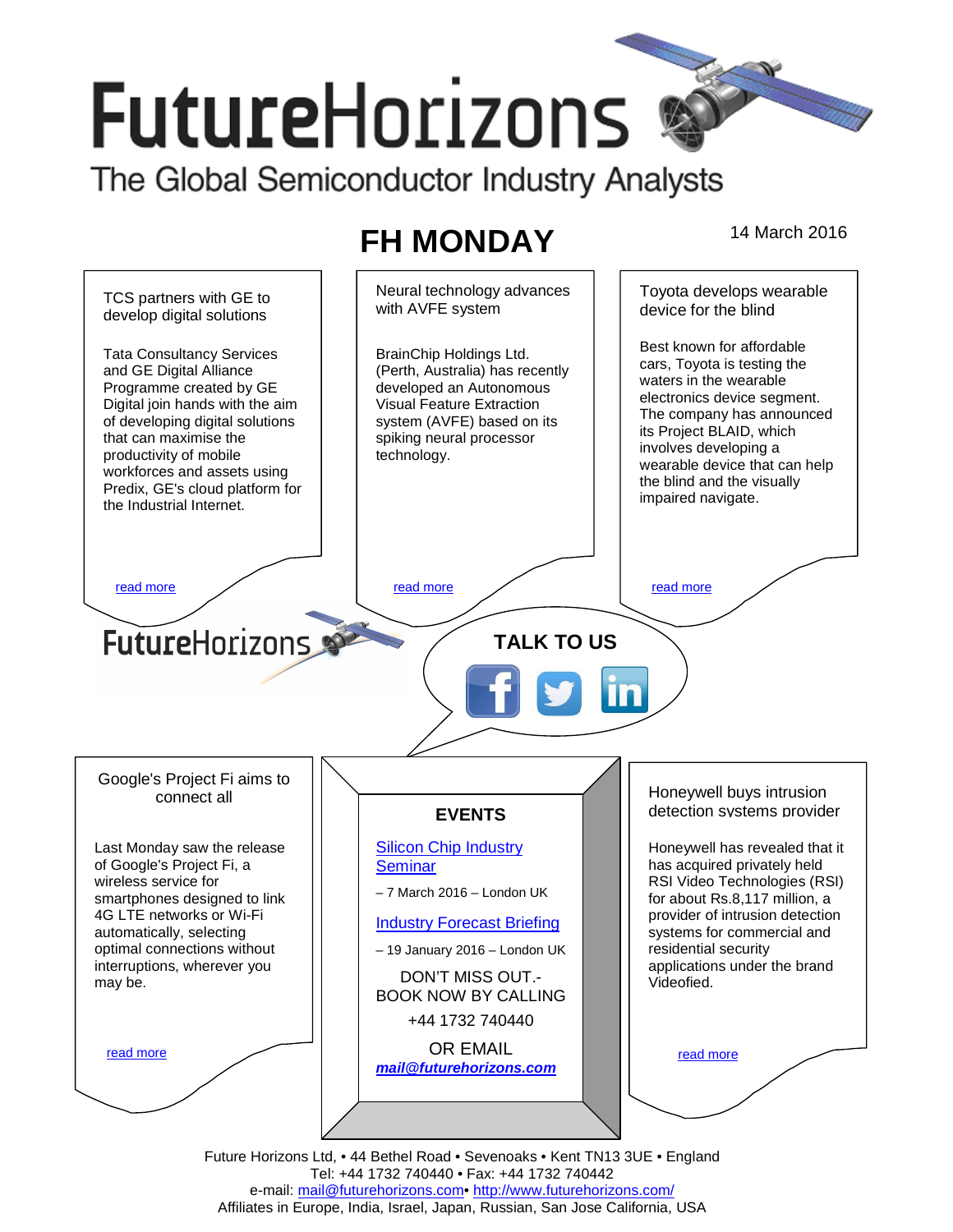# FutureHorizons

The Global Semiconductor Industry Analysts

## FH MONDAY

14 March 2016

### TCS partners with GE to develop digital solutions

Tata Consultancy Services and GE Digital Alliance Programme created by GE Digital join hands with the aim of developing digital solutions that can maximise the productivity of mobile workforces and assets using Predix, GE's cloud platform for the Industrial Internet.

read more

### Neural technology advances with AVFE system

BrainChip Holdings Ltd. (Perth, Australia) has recently developed an Autonomous Visual Feature Extraction system (AVFE) based on its spiking neural processor technology.

read more

### Toyota develops wearable device for the blind

Best known for affordable cars, Toyota is testing the waters in the wearable electronics device segment. The company has announced its Project BLAID, which involves developing a wearable device that can help the blind and the visually impaired navigate.

read more

FutureHorizons

**TALK TO US**

### Google's Project Fi aims to connect all

Last Monday saw the release of Google's Project Fi, a wireless service for smartphones designed to link 4G LTE networks or Wi-Fi automatically, selecting optimal connections without interruptions, wherever you may be.

read more

### EVENTS

Silicon Chip Industry Seminar

– 7 March 2016 – London UK

Industry Forecast Briefing

– 19 January 2016 – London UK

DON'T MISS OUT.- BOOK NOW BY CALLING

+44 1732 740440

OR EMAIL

***mail@futurehorizons.com***

### Honeywell buys intrusion detection systems provider

Honeywell has revealed that it has acquired privately held RSI Video Technologies (RSI) for about Rs.8,117 million, a provider of intrusion detection systems for commercial and residential security applications under the brand Videofied.

read more

Future Horizons Ltd, • 44 Bethel Road • Sevenoaks • Kent TN13 3UE • England
Tel: +44 1732 740440 • Fax: +44 1732 740442
e-mail: mail@futurehorizons.com• http://www.futurehorizons.com/
Affiliates in Europe, India, Israel, Japan, Russian, San Jose California, USA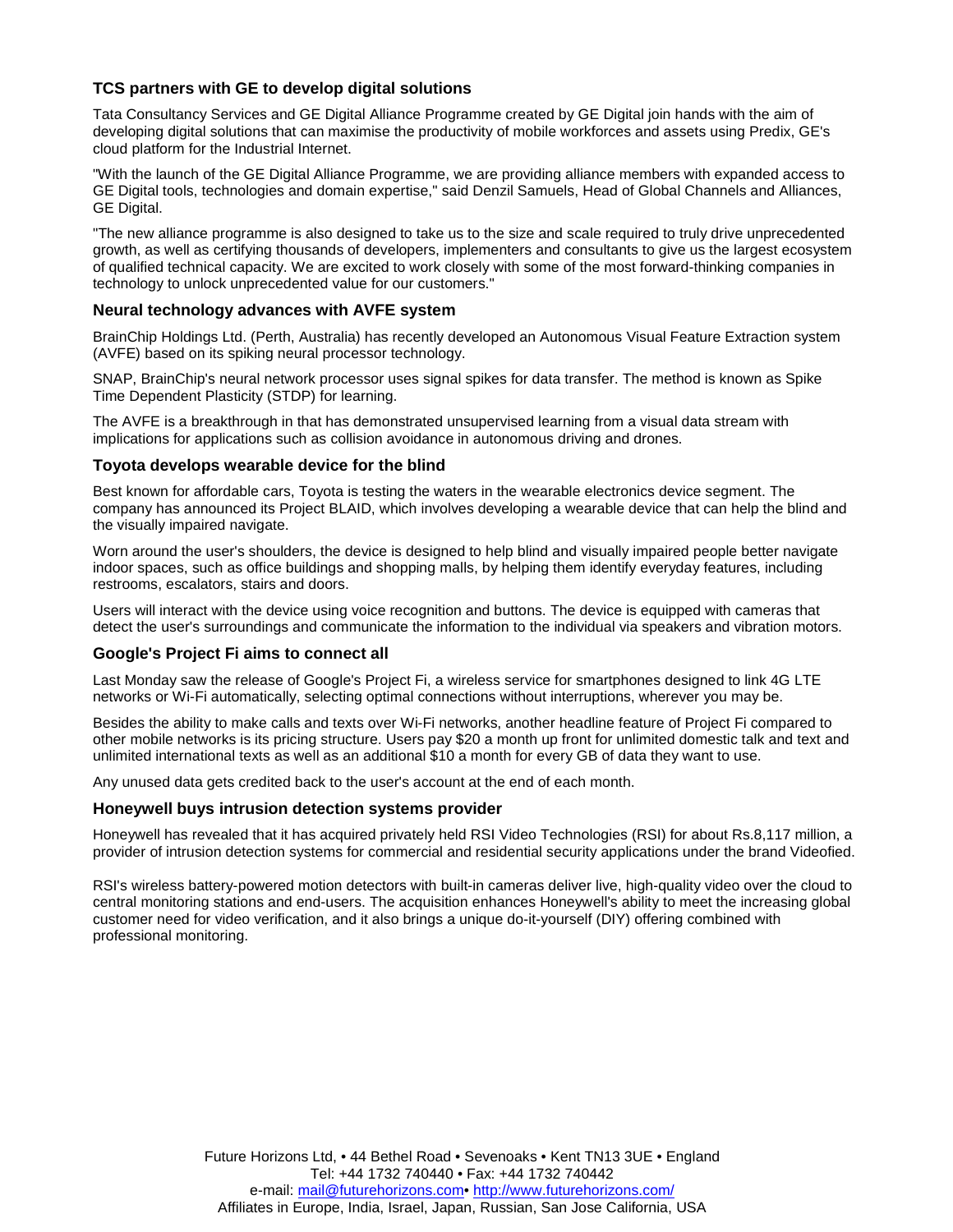### TCS partners with GE to develop digital solutions

Tata Consultancy Services and GE Digital Alliance Programme created by GE Digital join hands with the aim of developing digital solutions that can maximise the productivity of mobile workforces and assets using Predix, GE's cloud platform for the Industrial Internet.

"With the launch of the GE Digital Alliance Programme, we are providing alliance members with expanded access to GE Digital tools, technologies and domain expertise," said Denzil Samuels, Head of Global Channels and Alliances, GE Digital.

"The new alliance programme is also designed to take us to the size and scale required to truly drive unprecedented growth, as well as certifying thousands of developers, implementers and consultants to give us the largest ecosystem of qualified technical capacity. We are excited to work closely with some of the most forward-thinking companies in technology to unlock unprecedented value for our customers."

### Neural technology advances with AVFE system

BrainChip Holdings Ltd. (Perth, Australia) has recently developed an Autonomous Visual Feature Extraction system (AVFE) based on its spiking neural processor technology.

SNAP, BrainChip's neural network processor uses signal spikes for data transfer. The method is known as Spike Time Dependent Plasticity (STDP) for learning.

The AVFE is a breakthrough in that has demonstrated unsupervised learning from a visual data stream with implications for applications such as collision avoidance in autonomous driving and drones.

### Toyota develops wearable device for the blind

Best known for affordable cars, Toyota is testing the waters in the wearable electronics device segment. The company has announced its Project BLAID, which involves developing a wearable device that can help the blind and the visually impaired navigate.

Worn around the user's shoulders, the device is designed to help blind and visually impaired people better navigate indoor spaces, such as office buildings and shopping malls, by helping them identify everyday features, including restrooms, escalators, stairs and doors.

Users will interact with the device using voice recognition and buttons. The device is equipped with cameras that detect the user's surroundings and communicate the information to the individual via speakers and vibration motors.

### Google's Project Fi aims to connect all

Last Monday saw the release of Google's Project Fi, a wireless service for smartphones designed to link 4G LTE networks or Wi-Fi automatically, selecting optimal connections without interruptions, wherever you may be.

Besides the ability to make calls and texts over Wi-Fi networks, another headline feature of Project Fi compared to other mobile networks is its pricing structure. Users pay $20 a month up front for unlimited domestic talk and text and unlimited international texts as well as an additional $10 a month for every GB of data they want to use.

Any unused data gets credited back to the user's account at the end of each month.

### Honeywell buys intrusion detection systems provider

Honeywell has revealed that it has acquired privately held RSI Video Technologies (RSI) for about Rs.8,117 million, a provider of intrusion detection systems for commercial and residential security applications under the brand Videofied.

RSI's wireless battery-powered motion detectors with built-in cameras deliver live, high-quality video over the cloud to central monitoring stations and end-users. The acquisition enhances Honeywell's ability to meet the increasing global customer need for video verification, and it also brings a unique do-it-yourself (DIY) offering combined with professional monitoring.